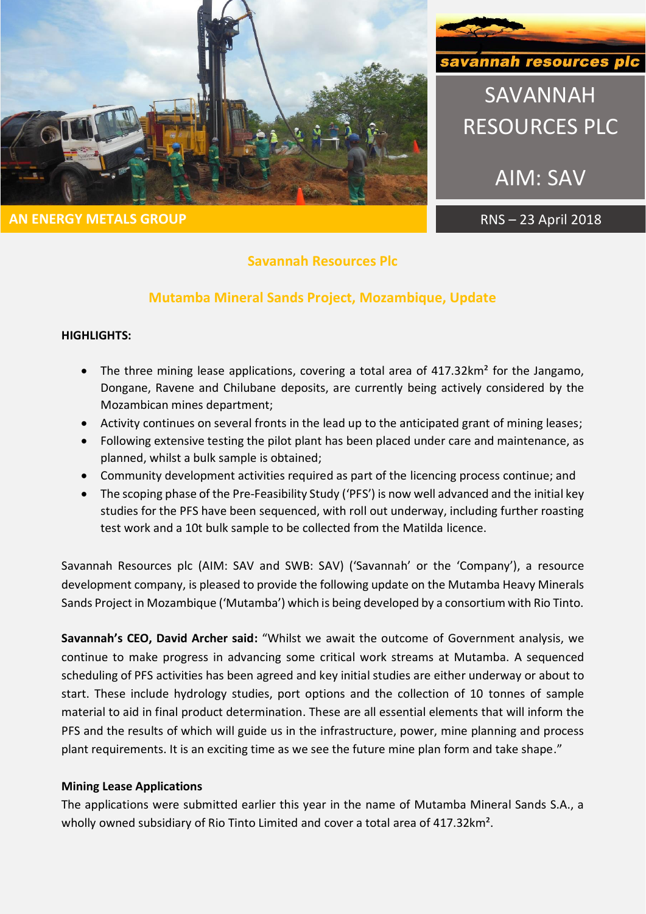AN ENERGY METALS GROUP

savannah resources plc

SAVANNAH RESOURCES PLC

AIM: SAV

RNS – 23 April 2018

## Savannah Resources Plc

## Mutamba Mineral Sands Project, Mozambique, Update

**HIGHLIGHTS:**

- The three mining lease applications, covering a total area of 417.32km² for the Jangamo, Dongane, Ravene and Chilubane deposits, are currently being actively considered by the Mozambican mines department;
- Activity continues on several fronts in the lead up to the anticipated grant of mining leases;
- Following extensive testing the pilot plant has been placed under care and maintenance, as planned, whilst a bulk sample is obtained;
- Community development activities required as part of the licencing process continue; and
- The scoping phase of the Pre-Feasibility Study ('PFS') is now well advanced and the initial key studies for the PFS have been sequenced, with roll out underway, including further roasting test work and a 10t bulk sample to be collected from the Matilda licence.

Savannah Resources plc (AIM: SAV and SWB: SAV) ('Savannah' or the 'Company'), a resource development company, is pleased to provide the following update on the Mutamba Heavy Minerals Sands Project in Mozambique ('Mutamba') which is being developed by a consortium with Rio Tinto.

**Savannah's CEO, David Archer said:** "Whilst we await the outcome of Government analysis, we continue to make progress in advancing some critical work streams at Mutamba. A sequenced scheduling of PFS activities has been agreed and key initial studies are either underway or about to start. These include hydrology studies, port options and the collection of 10 tonnes of sample material to aid in final product determination. These are all essential elements that will inform the PFS and the results of which will guide us in the infrastructure, power, mine planning and process plant requirements. It is an exciting time as we see the future mine plan form and take shape."

**Mining Lease Applications**

The applications were submitted earlier this year in the name of Mutamba Mineral Sands S.A., a wholly owned subsidiary of Rio Tinto Limited and cover a total area of 417.32km².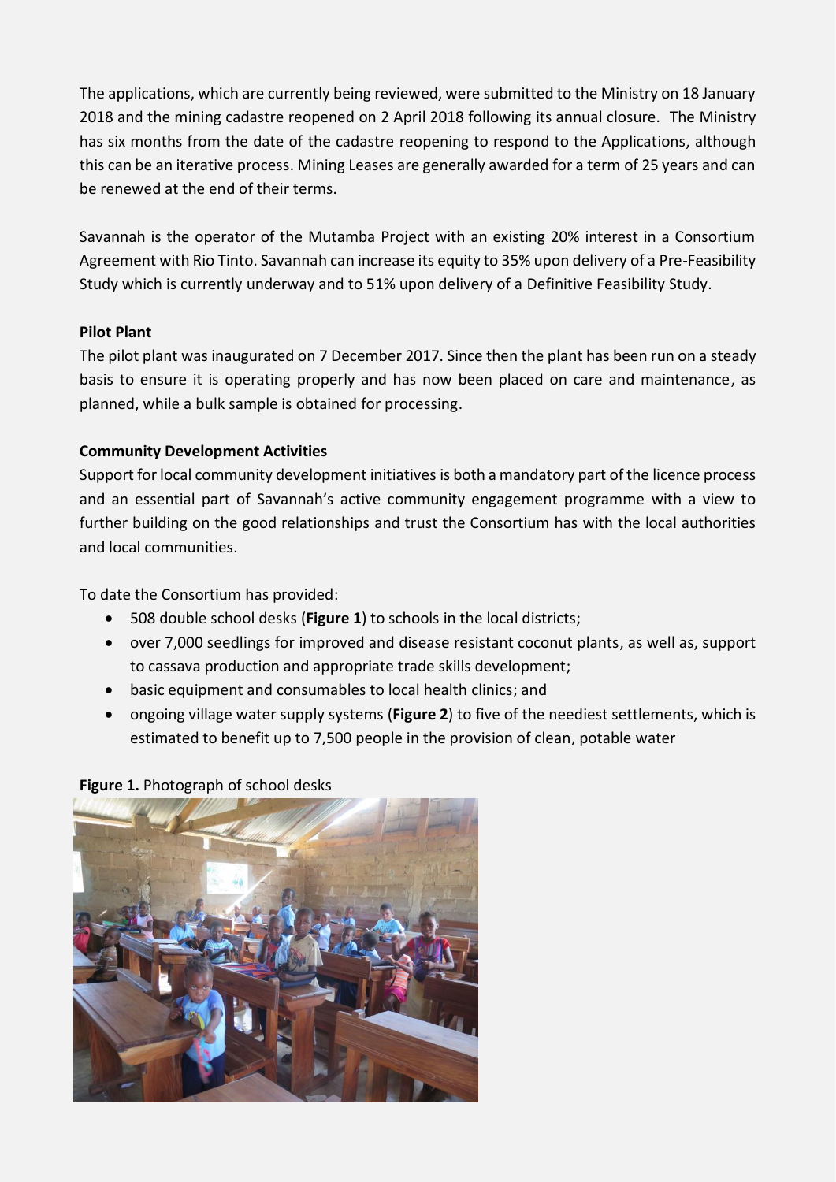The applications, which are currently being reviewed, were submitted to the Ministry on 18 January 2018 and the mining cadastre reopened on 2 April 2018 following its annual closure. The Ministry has six months from the date of the cadastre reopening to respond to the Applications, although this can be an iterative process. Mining Leases are generally awarded for a term of 25 years and can be renewed at the end of their terms.

Savannah is the operator of the Mutamba Project with an existing 20% interest in a Consortium Agreement with Rio Tinto. Savannah can increase its equity to 35% upon delivery of a Pre-Feasibility Study which is currently underway and to 51% upon delivery of a Definitive Feasibility Study.

**Pilot Plant**

The pilot plant was inaugurated on 7 December 2017. Since then the plant has been run on a steady basis to ensure it is operating properly and has now been placed on care and maintenance, as planned, while a bulk sample is obtained for processing.

**Community Development Activities**

Support for local community development initiatives is both a mandatory part of the licence process and an essential part of Savannah's active community engagement programme with a view to further building on the good relationships and trust the Consortium has with the local authorities and local communities.

To date the Consortium has provided:

- 508 double school desks (**Figure 1**) to schools in the local districts;
- over 7,000 seedlings for improved and disease resistant coconut plants, as well as, support to cassava production and appropriate trade skills development;
- basic equipment and consumables to local health clinics; and
- ongoing village water supply systems (**Figure 2**) to five of the neediest settlements, which is estimated to benefit up to 7,500 people in the provision of clean, potable water

**Figure 1.** Photograph of school desks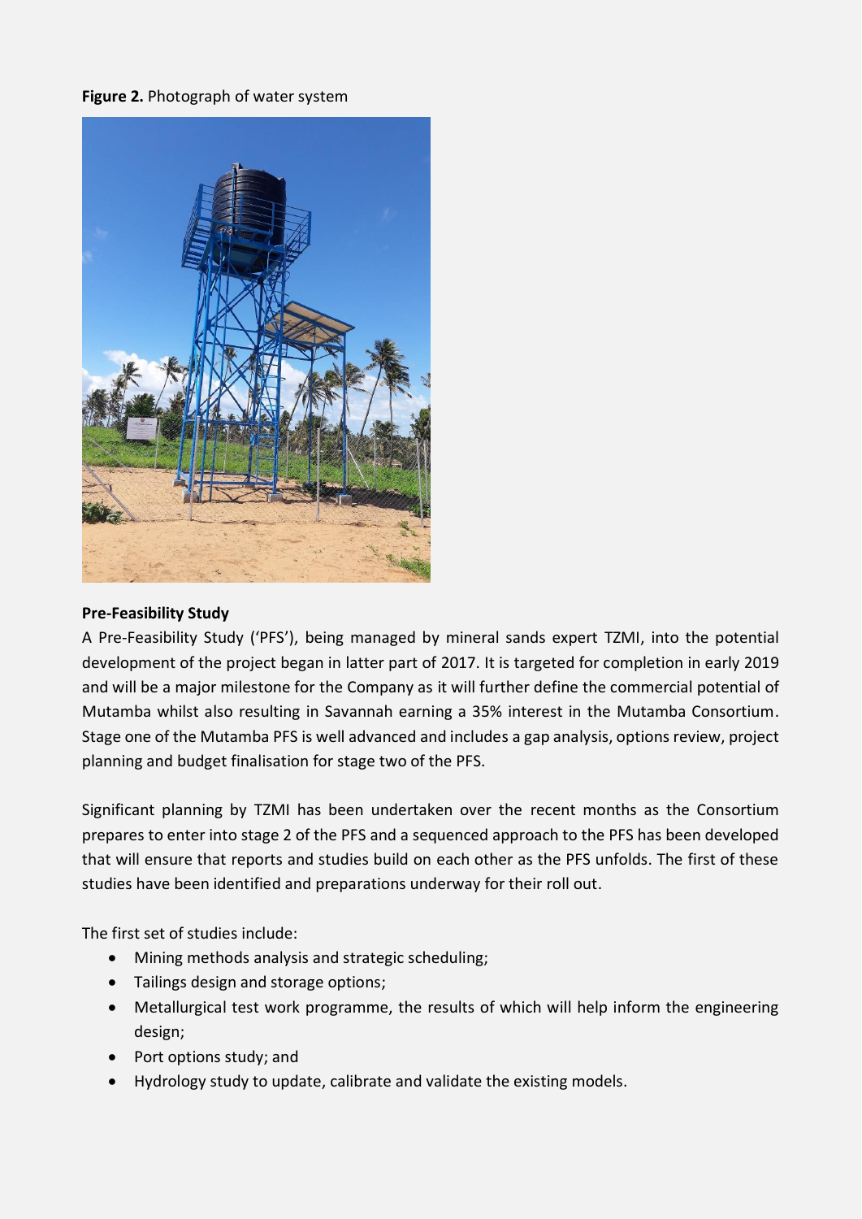**Figure 2.** Photograph of water system

**Pre-Feasibility Study**

A Pre-Feasibility Study ('PFS'), being managed by mineral sands expert TZMI, into the potential development of the project began in latter part of 2017. It is targeted for completion in early 2019 and will be a major milestone for the Company as it will further define the commercial potential of Mutamba whilst also resulting in Savannah earning a 35% interest in the Mutamba Consortium. Stage one of the Mutamba PFS is well advanced and includes a gap analysis, options review, project planning and budget finalisation for stage two of the PFS.

Significant planning by TZMI has been undertaken over the recent months as the Consortium prepares to enter into stage 2 of the PFS and a sequenced approach to the PFS has been developed that will ensure that reports and studies build on each other as the PFS unfolds. The first of these studies have been identified and preparations underway for their roll out.

The first set of studies include:

- Mining methods analysis and strategic scheduling;
- Tailings design and storage options;
- Metallurgical test work programme, the results of which will help inform the engineering design;
- Port options study; and
- Hydrology study to update, calibrate and validate the existing models.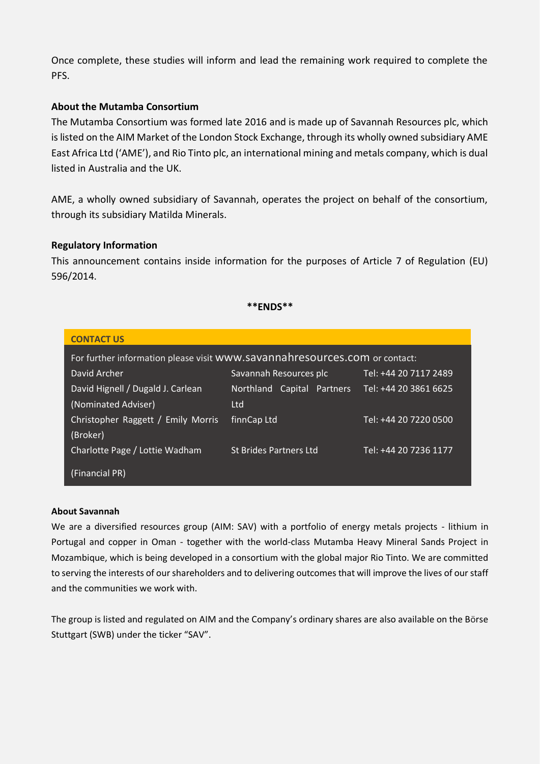Once complete, these studies will inform and lead the remaining work required to complete the PFS.

**About the Mutamba Consortium**

The Mutamba Consortium was formed late 2016 and is made up of Savannah Resources plc, which is listed on the AIM Market of the London Stock Exchange, through its wholly owned subsidiary AME East Africa Ltd ('AME'), and Rio Tinto plc, an international mining and metals company, which is dual listed in Australia and the UK.

AME, a wholly owned subsidiary of Savannah, operates the project on behalf of the consortium, through its subsidiary Matilda Minerals.

**Regulatory Information**

This announcement contains inside information for the purposes of Article 7 of Regulation (EU) 596/2014.

**\*\*ENDS\*\***

| **CONTACT US** | | |
| --- | --- | --- |
| For further information please visit www.savannahresources.com or contact: | | |
| David Archer | Savannah Resources plc | Tel: +44 20 7117 2489 |
| David Hignell / Dugald J. Carlean (Nominated Adviser) | Northland Capital Partners Ltd | Tel: +44 20 3861 6625 |
| Christopher Raggett / Emily Morris (Broker) | finnCap Ltd | Tel: +44 20 7220 0500 |
| Charlotte Page / Lottie Wadham (Financial PR) | St Brides Partners Ltd | Tel: +44 20 7236 1177 |

**About Savannah**

We are a diversified resources group (AIM: SAV) with a portfolio of energy metals projects - lithium in Portugal and copper in Oman - together with the world-class Mutamba Heavy Mineral Sands Project in Mozambique, which is being developed in a consortium with the global major Rio Tinto. We are committed to serving the interests of our shareholders and to delivering outcomes that will improve the lives of our staff and the communities we work with.

The group is listed and regulated on AIM and the Company's ordinary shares are also available on the Börse Stuttgart (SWB) under the ticker "SAV".